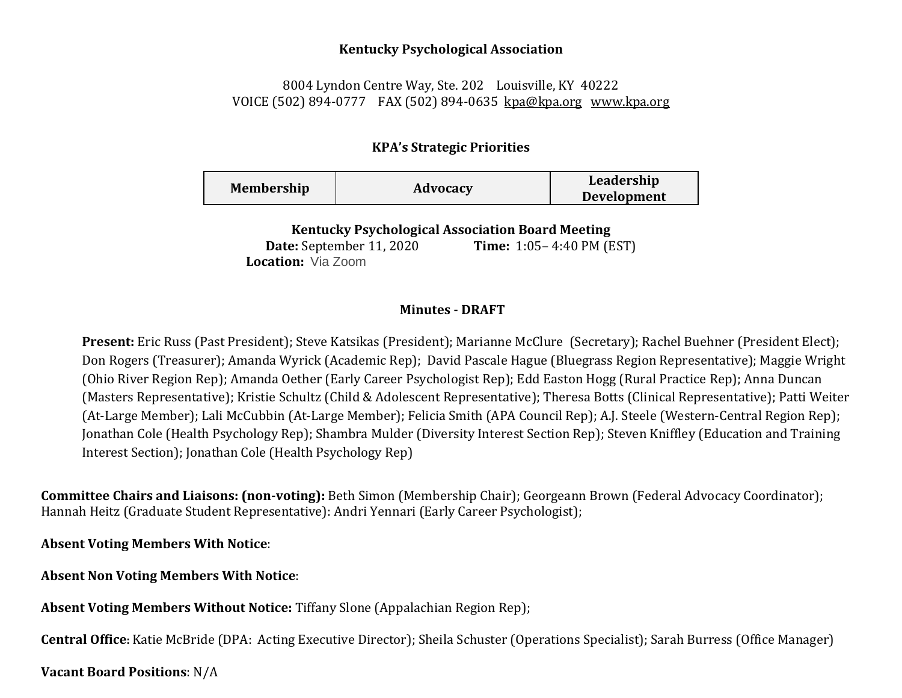**Kentucky Psychological Association**

8004 Lyndon Centre Way, Ste. 202 Louisville, KY 40222
VOICE (502) 894-0777 FAX (502) 894-0635 kpa@kpa.org www.kpa.org

**KPA's Strategic Priorities**

| Membership | Advocacy | Leadership Development |
|---|---|---|

**Kentucky Psychological Association Board Meeting**
**Date:** September 11, 2020 **Time:** 1:05– 4:40 PM (EST)
**Location:** Via Zoom

**Minutes - DRAFT**

**Present:** Eric Russ (Past President); Steve Katsikas (President); Marianne McClure (Secretary); Rachel Buehner (President Elect); Don Rogers (Treasurer); Amanda Wyrick (Academic Rep); David Pascale Hague (Bluegrass Region Representative); Maggie Wright (Ohio River Region Rep); Amanda Oether (Early Career Psychologist Rep); Edd Easton Hogg (Rural Practice Rep); Anna Duncan (Masters Representative); Kristie Schultz (Child & Adolescent Representative); Theresa Botts (Clinical Representative); Patti Weiter (At-Large Member); Lali McCubbin (At-Large Member); Felicia Smith (APA Council Rep); A.J. Steele (Western-Central Region Rep); Jonathan Cole (Health Psychology Rep); Shambra Mulder (Diversity Interest Section Rep); Steven Kniffley (Education and Training Interest Section); Jonathan Cole (Health Psychology Rep)

**Committee Chairs and Liaisons: (non-voting):** Beth Simon (Membership Chair); Georgeann Brown (Federal Advocacy Coordinator); Hannah Heitz (Graduate Student Representative): Andri Yennari (Early Career Psychologist);

**Absent Voting Members With Notice**:

**Absent Non Voting Members With Notice**:

**Absent Voting Members Without Notice:** Tiffany Slone (Appalachian Region Rep);

**Central Office**: Katie McBride (DPA: Acting Executive Director); Sheila Schuster (Operations Specialist); Sarah Burress (Office Manager)

**Vacant Board Positions**: N/A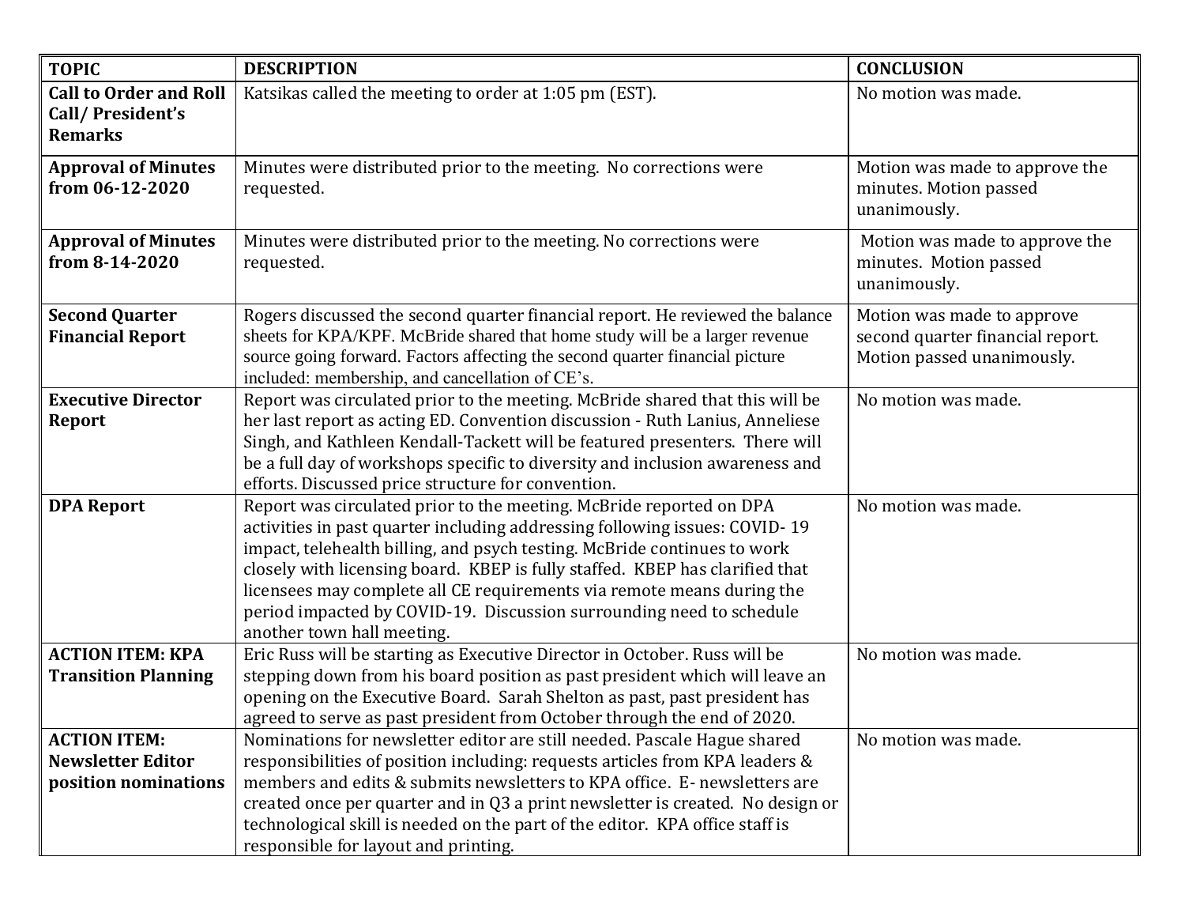| TOPIC | DESCRIPTION | CONCLUSION |
|---|---|---|
| **Call to Order and Roll Call/ President's Remarks** | Katsikas called the meeting to order at 1:05 pm (EST). | No motion was made. |
| **Approval of Minutes from 06-12-2020** | Minutes were distributed prior to the meeting. No corrections were requested. | Motion was made to approve the minutes. Motion passed unanimously. |
| **Approval of Minutes from 8-14-2020** | Minutes were distributed prior to the meeting. No corrections were requested. | Motion was made to approve the minutes. Motion passed unanimously. |
| **Second Quarter Financial Report** | Rogers discussed the second quarter financial report. He reviewed the balance sheets for KPA/KPF. McBride shared that home study will be a larger revenue source going forward. Factors affecting the second quarter financial picture included: membership, and cancellation of CE's. | Motion was made to approve second quarter financial report. Motion passed unanimously. |
| **Executive Director Report** | Report was circulated prior to the meeting. McBride shared that this will be her last report as acting ED. Convention discussion - Ruth Lanius, Anneliese Singh, and Kathleen Kendall-Tackett will be featured presenters. There will be a full day of workshops specific to diversity and inclusion awareness and efforts. Discussed price structure for convention. | No motion was made. |
| **DPA Report** | Report was circulated prior to the meeting. McBride reported on DPA activities in past quarter including addressing following issues: COVID- 19 impact, telehealth billing, and psych testing. McBride continues to work closely with licensing board. KBEP is fully staffed. KBEP has clarified that licensees may complete all CE requirements via remote means during the period impacted by COVID-19. Discussion surrounding need to schedule another town hall meeting. | No motion was made. |
| **ACTION ITEM: KPA Transition Planning** | Eric Russ will be starting as Executive Director in October. Russ will be stepping down from his board position as past president which will leave an opening on the Executive Board. Sarah Shelton as past, past president has agreed to serve as past president from October through the end of 2020. | No motion was made. |
| **ACTION ITEM: Newsletter Editor position nominations** | Nominations for newsletter editor are still needed. Pascale Hague shared responsibilities of position including: requests articles from KPA leaders & members and edits & submits newsletters to KPA office. E- newsletters are created once per quarter and in Q3 a print newsletter is created. No design or technological skill is needed on the part of the editor. KPA office staff is responsible for layout and printing. | No motion was made. |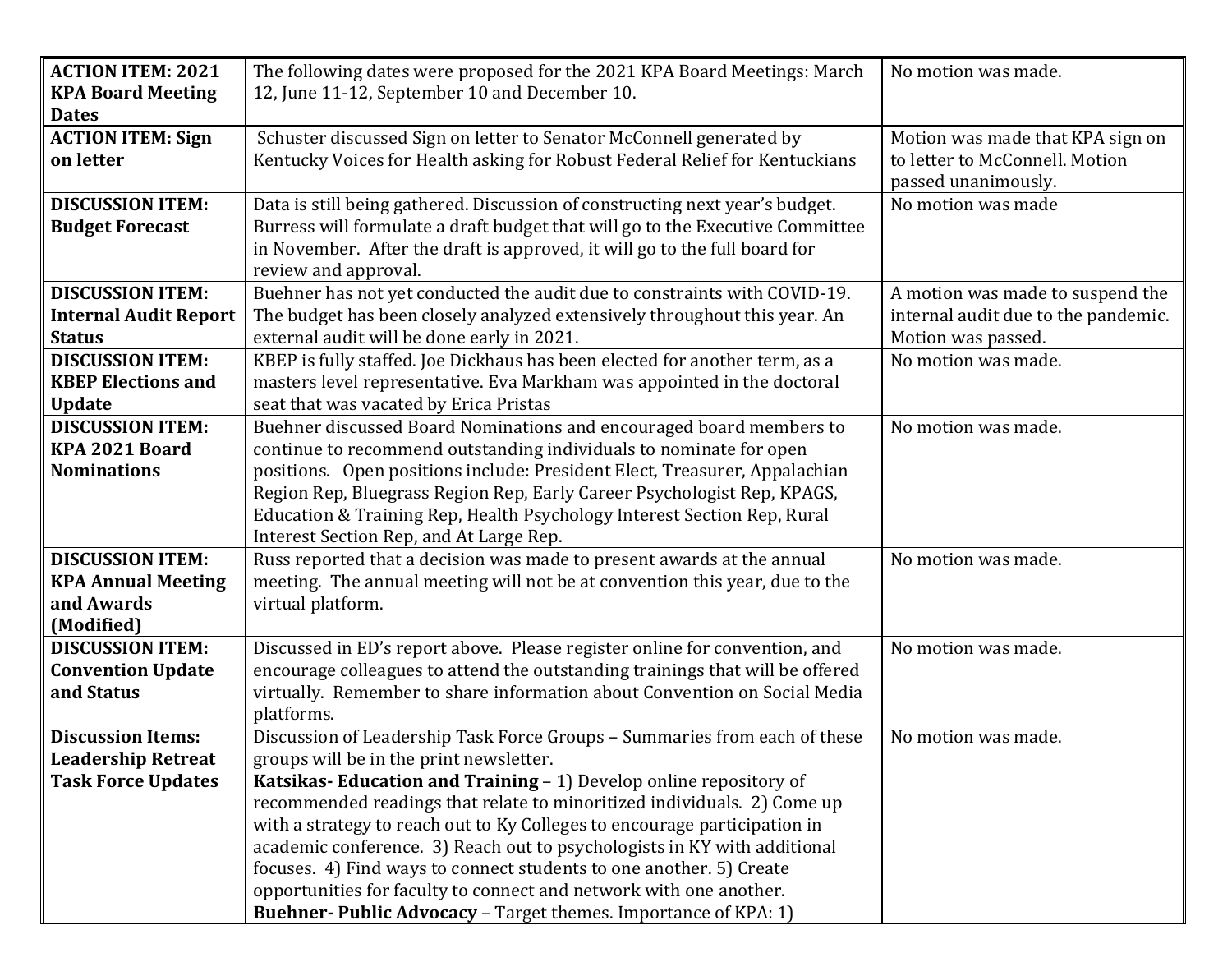| **ACTION ITEM: 2021 KPA Board Meeting Dates** | The following dates were proposed for the 2021 KPA Board Meetings: March 12, June 11-12, September 10 and December 10. | No motion was made. |
|---|---|---|
| **ACTION ITEM: Sign on letter** | Schuster discussed Sign on letter to Senator McConnell generated by Kentucky Voices for Health asking for Robust Federal Relief for Kentuckians | Motion was made that KPA sign on to letter to McConnell. Motion passed unanimously. |
| **DISCUSSION ITEM: Budget Forecast** | Data is still being gathered. Discussion of constructing next year's budget. Burress will formulate a draft budget that will go to the Executive Committee in November. After the draft is approved, it will go to the full board for review and approval. | No motion was made |
| **DISCUSSION ITEM: Internal Audit Report Status** | Buehner has not yet conducted the audit due to constraints with COVID-19. The budget has been closely analyzed extensively throughout this year. An external audit will be done early in 2021. | A motion was made to suspend the internal audit due to the pandemic. Motion was passed. |
| **DISCUSSION ITEM: KBEP Elections and Update** | KBEP is fully staffed. Joe Dickhaus has been elected for another term, as a masters level representative. Eva Markham was appointed in the doctoral seat that was vacated by Erica Pristas | No motion was made. |
| **DISCUSSION ITEM: KPA 2021 Board Nominations** | Buehner discussed Board Nominations and encouraged board members to continue to recommend outstanding individuals to nominate for open positions. Open positions include: President Elect, Treasurer, Appalachian Region Rep, Bluegrass Region Rep, Early Career Psychologist Rep, KPAGS, Education & Training Rep, Health Psychology Interest Section Rep, Rural Interest Section Rep, and At Large Rep. | No motion was made. |
| **DISCUSSION ITEM: KPA Annual Meeting and Awards (Modified)** | Russ reported that a decision was made to present awards at the annual meeting. The annual meeting will not be at convention this year, due to the virtual platform. | No motion was made. |
| **DISCUSSION ITEM: Convention Update and Status** | Discussed in ED's report above. Please register online for convention, and encourage colleagues to attend the outstanding trainings that will be offered virtually. Remember to share information about Convention on Social Media platforms. | No motion was made. |
| **Discussion Items: Leadership Retreat Task Force Updates** | Discussion of Leadership Task Force Groups – Summaries from each of these groups will be in the print newsletter.<br>**Katsikas- Education and Training** – 1) Develop online repository of recommended readings that relate to minoritized individuals. 2) Come up with a strategy to reach out to Ky Colleges to encourage participation in academic conference. 3) Reach out to psychologists in KY with additional focuses. 4) Find ways to connect students to one another. 5) Create opportunities for faculty to connect and network with one another.<br>**Buehner- Public Advocacy** – Target themes. Importance of KPA: 1) | No motion was made. |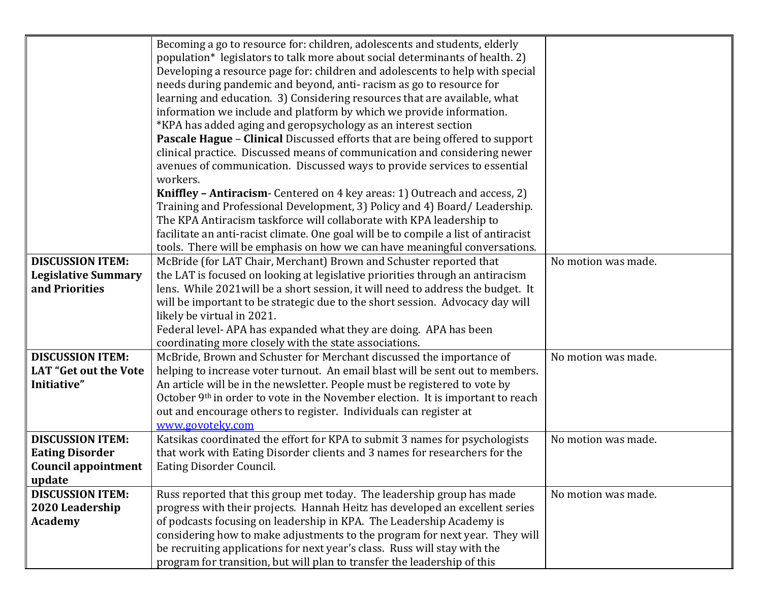| | | |
|---|---|---|
| | Becoming a go to resource for: children, adolescents and students, elderly population* legislators to talk more about social determinants of health. 2) Developing a resource page for: children and adolescents to help with special needs during pandemic and beyond, anti- racism as go to resource for learning and education. 3) Considering resources that are available, what information we include and platform by which we provide information.<br>*KPA has added aging and geropsychology as an interest section<br>**Pascale Hague** – **Clinical** Discussed efforts that are being offered to support clinical practice. Discussed means of communication and considering newer avenues of communication. Discussed ways to provide services to essential workers.<br>**Kniffley – Antiracism**- Centered on 4 key areas: 1) Outreach and access, 2) Training and Professional Development, 3) Policy and 4) Board/ Leadership. The KPA Antiracism taskforce will collaborate with KPA leadership to facilitate an anti-racist climate. One goal will be to compile a list of antiracist tools. There will be emphasis on how we can have meaningful conversations. | |
| **DISCUSSION ITEM: Legislative Summary and Priorities** | McBride (for LAT Chair, Merchant) Brown and Schuster reported that the LAT is focused on looking at legislative priorities through an antiracism lens. While 2021will be a short session, it will need to address the budget. It will be important to be strategic due to the short session. Advocacy day will likely be virtual in 2021.<br>Federal level- APA has expanded what they are doing. APA has been coordinating more closely with the state associations. | No motion was made. |
| **DISCUSSION ITEM: LAT "Get out the Vote Initiative"** | McBride, Brown and Schuster for Merchant discussed the importance of helping to increase voter turnout. An email blast will be sent out to members. An article will be in the newsletter. People must be registered to vote by October 9th in order to vote in the November election. It is important to reach out and encourage others to register. Individuals can register at www.govoteky.com | No motion was made. |
| **DISCUSSION ITEM: Eating Disorder Council appointment update** | Katsikas coordinated the effort for KPA to submit 3 names for psychologists that work with Eating Disorder clients and 3 names for researchers for the Eating Disorder Council. | No motion was made. |
| **DISCUSSION ITEM: 2020 Leadership Academy** | Russ reported that this group met today. The leadership group has made progress with their projects. Hannah Heitz has developed an excellent series of podcasts focusing on leadership in KPA. The Leadership Academy is considering how to make adjustments to the program for next year. They will be recruiting applications for next year's class. Russ will stay with the program for transition, but will plan to transfer the leadership of this | No motion was made. |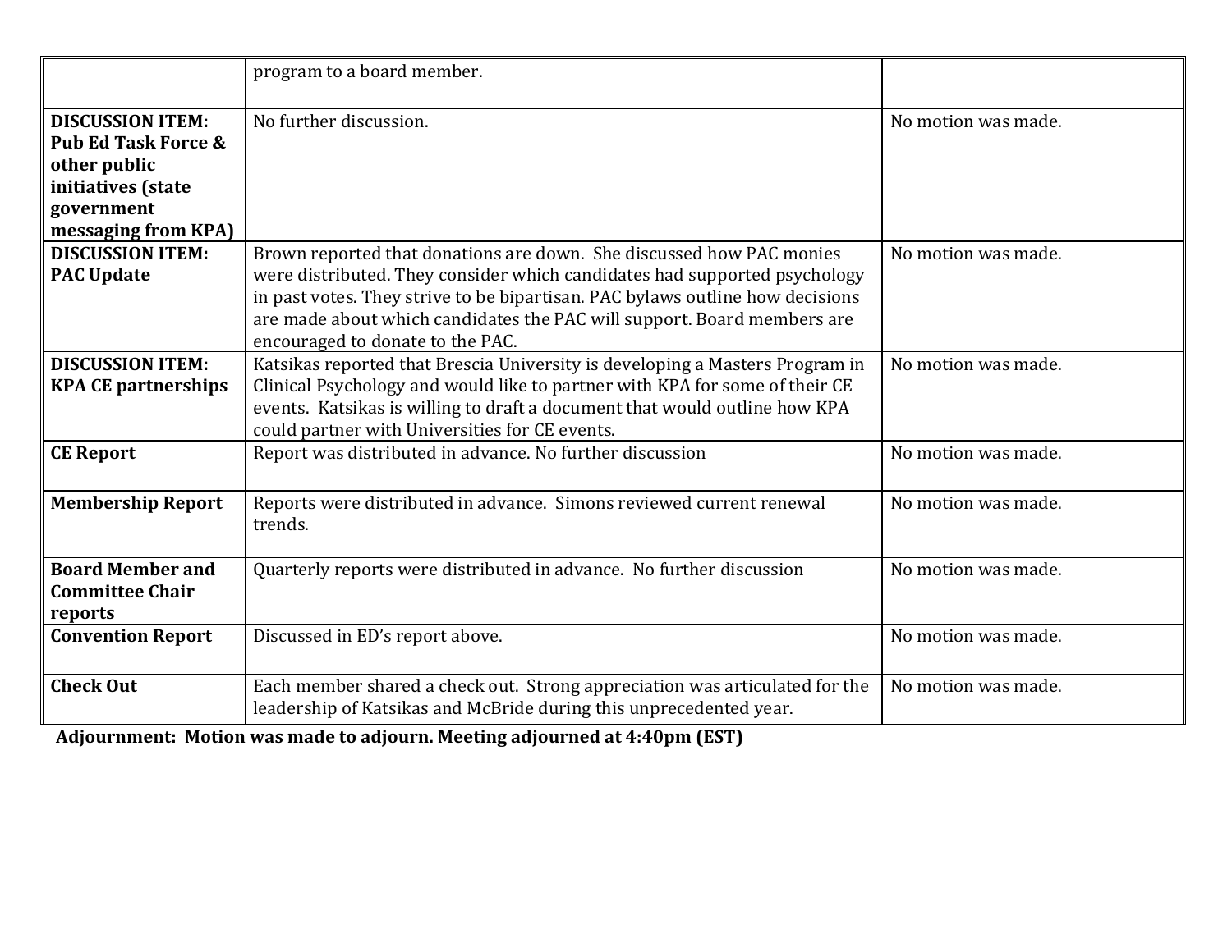| | | |
|---|---|---|
| | program to a board member. | |
| **DISCUSSION ITEM: Pub Ed Task Force & other public initiatives (state government messaging from KPA)** | No further discussion. | No motion was made. |
| **DISCUSSION ITEM: PAC Update** | Brown reported that donations are down. She discussed how PAC monies were distributed. They consider which candidates had supported psychology in past votes. They strive to be bipartisan. PAC bylaws outline how decisions are made about which candidates the PAC will support. Board members are encouraged to donate to the PAC. | No motion was made. |
| **DISCUSSION ITEM: KPA CE partnerships** | Katsikas reported that Brescia University is developing a Masters Program in Clinical Psychology and would like to partner with KPA for some of their CE events. Katsikas is willing to draft a document that would outline how KPA could partner with Universities for CE events. | No motion was made. |
| **CE Report** | Report was distributed in advance. No further discussion | No motion was made. |
| **Membership Report** | Reports were distributed in advance. Simons reviewed current renewal trends. | No motion was made. |
| **Board Member and Committee Chair reports** | Quarterly reports were distributed in advance. No further discussion | No motion was made. |
| **Convention Report** | Discussed in ED's report above. | No motion was made. |
| **Check Out** | Each member shared a check out. Strong appreciation was articulated for the leadership of Katsikas and McBride during this unprecedented year. | No motion was made. |

**Adjournment: Motion was made to adjourn. Meeting adjourned at 4:40pm (EST)**